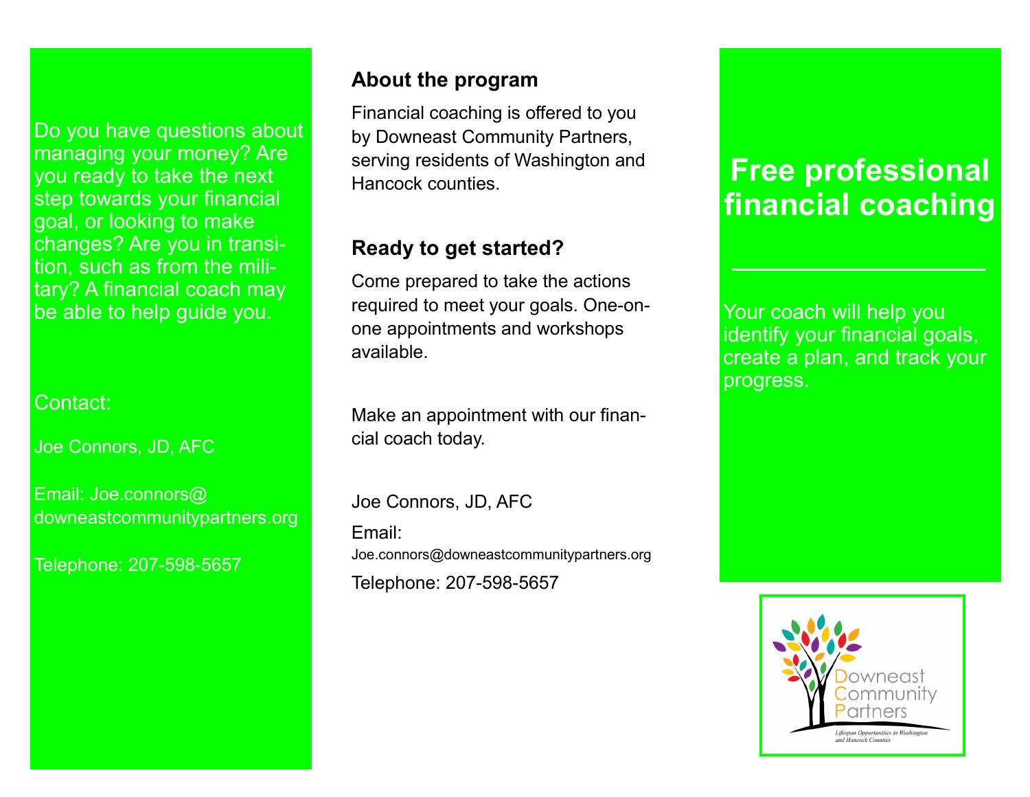Do you have questions about managing your money? Are you ready to take the next step towards your financial goal, or looking to make changes? Are you in transition, such as from the military? A financial coach may be able to help guide you.

Contact:

Joe Connors, JD, AFC

Email: Joe.connors@downeastcommunitypartners.org

Telephone: 207-598-5657

## About the program

Financial coaching is offered to you by Downeast Community Partners, serving residents of Washington and Hancock counties.

## Ready to get started?

Come prepared to take the actions required to meet your goals. One-on-one appointments and workshops available.

Make an appointment with our financial coach today.

Joe Connors, JD, AFC

Email: Joe.connors@downeastcommunitypartners.org

Telephone: 207-598-5657

# Free professional financial coaching

Your coach will help you identify your financial goals, create a plan, and track your progress.

Downeast Community Partners

*Lifespan Opportunities in Washington and Hancock Counties*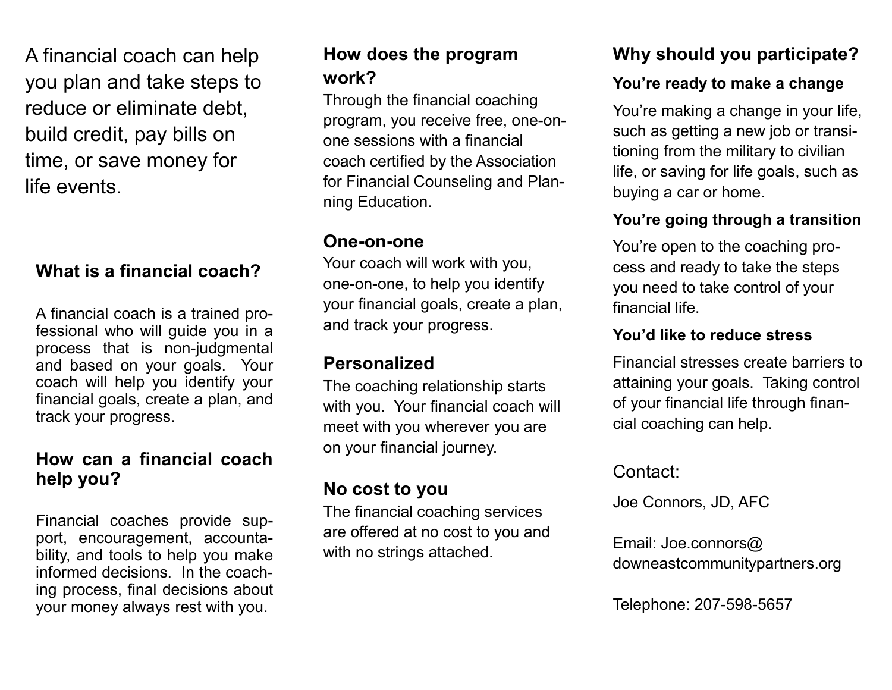A financial coach can help you plan and take steps to reduce or eliminate debt, build credit, pay bills on time, or save money for life events.

## What is a financial coach?

A financial coach is a trained professional who will guide you in a process that is non-judgmental and based on your goals. Your coach will help you identify your financial goals, create a plan, and track your progress.

## How can a financial coach help you?

Financial coaches provide support, encouragement, accountability, and tools to help you make informed decisions. In the coaching process, final decisions about your money always rest with you.

## How does the program work?

Through the financial coaching program, you receive free, one-on-one sessions with a financial coach certified by the Association for Financial Counseling and Planning Education.

### One-on-one

Your coach will work with you, one-on-one, to help you identify your financial goals, create a plan, and track your progress.

### Personalized

The coaching relationship starts with you. Your financial coach will meet with you wherever you are on your financial journey.

### No cost to you

The financial coaching services are offered at no cost to you and with no strings attached.

## Why should you participate?

**You're ready to make a change**

You're making a change in your life, such as getting a new job or transitioning from the military to civilian life, or saving for life goals, such as buying a car or home.

**You're going through a transition**

You're open to the coaching process and ready to take the steps you need to take control of your financial life.

**You'd like to reduce stress**

Financial stresses create barriers to attaining your goals. Taking control of your financial life through financial coaching can help.

Contact:

Joe Connors, JD, AFC

Email: Joe.connors@downeastcommunitypartners.org

Telephone: 207-598-5657